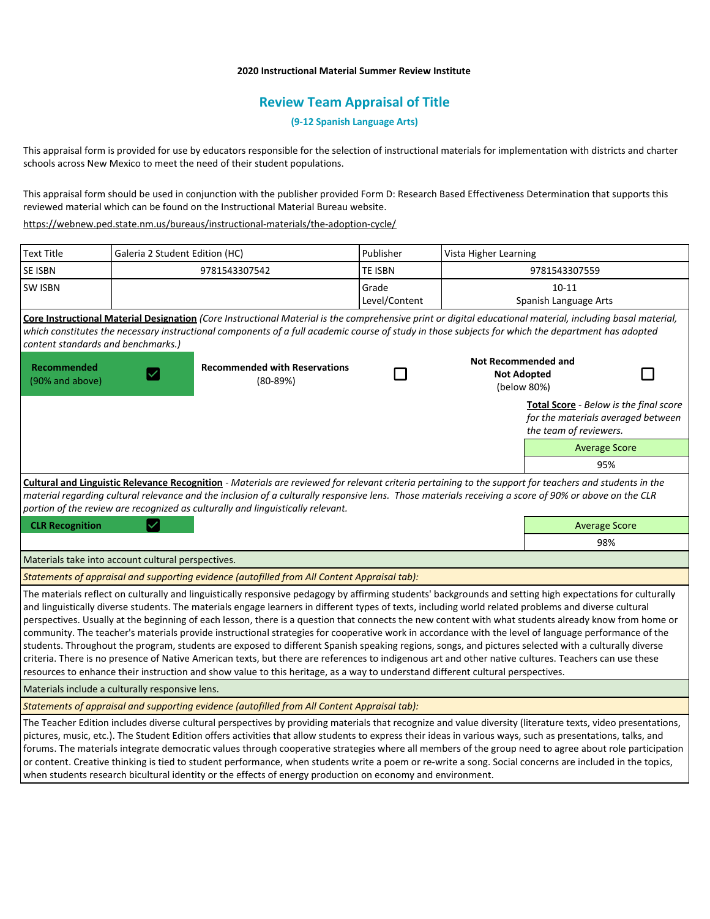**2020 Instructional Material Summer Review Institute**

## Review Team Appraisal of Title

**(9-12 Spanish Language Arts)**

This appraisal form is provided for use by educators responsible for the selection of instructional materials for implementation with districts and charter schools across New Mexico to meet the need of their student populations.

This appraisal form should be used in conjunction with the publisher provided Form D: Research Based Effectiveness Determination that supports this reviewed material which can be found on the Instructional Material Bureau website.

https://webnew.ped.state.nm.us/bureaus/instructional-materials/the-adoption-cycle/

| Text Title | Galeria 2 Student Edition (HC) | Publisher | Vista Higher Learning |
|---|---|---|---|
| SE ISBN | 9781543307542 | TE ISBN | 9781543307559 |
| SW ISBN | | Grade Level/Content | 10-11 Spanish Language Arts |

**Core Instructional Material Designation** *(Core Instructional Material is the comprehensive print or digital educational material, including basal material, which constitutes the necessary instructional components of a full academic course of study in those subjects for which the department has adopted content standards and benchmarks.)*

| **Recommended** (90% and above) | ☑ | **Recommended with Reservations** (80-89%) | ☐ | **Not Recommended and Not Adopted** (below 80%) | ☐ |
|---|---|---|---|---|---|

**Total Score** - *Below is the final score for the materials averaged between the team of reviewers.*

| Average Score |
|---|
| 95% |

**Cultural and Linguistic Relevance Recognition** - *Materials are reviewed for relevant criteria pertaining to the support for teachers and students in the material regarding cultural relevance and the inclusion of a culturally responsive lens. Those materials receiving a score of 90% or above on the CLR portion of the review are recognized as culturally and linguistically relevant.*

**CLR Recognition** ☑

| Average Score |
|---|
| 98% |

Materials take into account cultural perspectives.

*Statements of appraisal and supporting evidence (autofilled from All Content Appraisal tab):*

The materials reflect on culturally and linguistically responsive pedagogy by affirming students' backgrounds and setting high expectations for culturally and linguistically diverse students. The materials engage learners in different types of texts, including world related problems and diverse cultural perspectives. Usually at the beginning of each lesson, there is a question that connects the new content with what students already know from home or community. The teacher's materials provide instructional strategies for cooperative work in accordance with the level of language performance of the students. Throughout the program, students are exposed to different Spanish speaking regions, songs, and pictures selected with a culturally diverse criteria. There is no presence of Native American texts, but there are references to indigenous art and other native cultures. Teachers can use these resources to enhance their instruction and show value to this heritage, as a way to understand different cultural perspectives.

Materials include a culturally responsive lens.

*Statements of appraisal and supporting evidence (autofilled from All Content Appraisal tab):*

The Teacher Edition includes diverse cultural perspectives by providing materials that recognize and value diversity (literature texts, video presentations, pictures, music, etc.). The Student Edition offers activities that allow students to express their ideas in various ways, such as presentations, talks, and forums. The materials integrate democratic values through cooperative strategies where all members of the group need to agree about role participation or content. Creative thinking is tied to student performance, when students write a poem or re-write a song. Social concerns are included in the topics, when students research bicultural identity or the effects of energy production on economy and environment.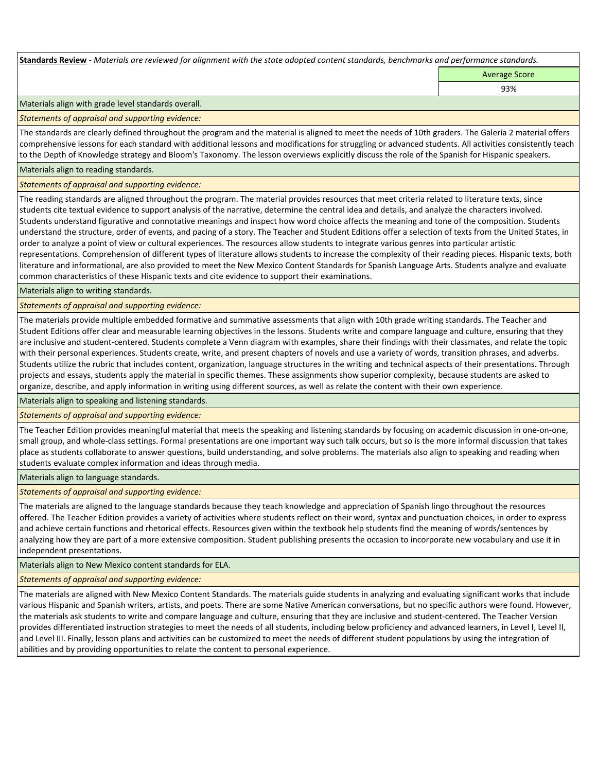**Standards Review** - *Materials are reviewed for alignment with the state adopted content standards, benchmarks and performance standards.*

| Average Score |
| --- |
| 93% |

Materials align with grade level standards overall.

*Statements of appraisal and supporting evidence:*

The standards are clearly defined throughout the program and the material is aligned to meet the needs of 10th graders. The Galería 2 material offers comprehensive lessons for each standard with additional lessons and modifications for struggling or advanced students. All activities consistently teach to the Depth of Knowledge strategy and Bloom's Taxonomy. The lesson overviews explicitly discuss the role of the Spanish for Hispanic speakers.

Materials align to reading standards.

*Statements of appraisal and supporting evidence:*

The reading standards are aligned throughout the program. The material provides resources that meet criteria related to literature texts, since students cite textual evidence to support analysis of the narrative, determine the central idea and details, and analyze the characters involved. Students understand figurative and connotative meanings and inspect how word choice affects the meaning and tone of the composition. Students understand the structure, order of events, and pacing of a story. The Teacher and Student Editions offer a selection of texts from the United States, in order to analyze a point of view or cultural experiences. The resources allow students to integrate various genres into particular artistic representations. Comprehension of different types of literature allows students to increase the complexity of their reading pieces. Hispanic texts, both literature and informational, are also provided to meet the New Mexico Content Standards for Spanish Language Arts. Students analyze and evaluate common characteristics of these Hispanic texts and cite evidence to support their examinations.

Materials align to writing standards.

*Statements of appraisal and supporting evidence:*

The materials provide multiple embedded formative and summative assessments that align with 10th grade writing standards. The Teacher and Student Editions offer clear and measurable learning objectives in the lessons. Students write and compare language and culture, ensuring that they are inclusive and student-centered. Students complete a Venn diagram with examples, share their findings with their classmates, and relate the topic with their personal experiences. Students create, write, and present chapters of novels and use a variety of words, transition phrases, and adverbs. Students utilize the rubric that includes content, organization, language structures in the writing and technical aspects of their presentations. Through projects and essays, students apply the material in specific themes. These assignments show superior complexity, because students are asked to organize, describe, and apply information in writing using different sources, as well as relate the content with their own experience.

Materials align to speaking and listening standards.

*Statements of appraisal and supporting evidence:*

The Teacher Edition provides meaningful material that meets the speaking and listening standards by focusing on academic discussion in one-on-one, small group, and whole-class settings. Formal presentations are one important way such talk occurs, but so is the more informal discussion that takes place as students collaborate to answer questions, build understanding, and solve problems. The materials also align to speaking and reading when students evaluate complex information and ideas through media.

Materials align to language standards.

*Statements of appraisal and supporting evidence:*

The materials are aligned to the language standards because they teach knowledge and appreciation of Spanish lingo throughout the resources offered. The Teacher Edition provides a variety of activities where students reflect on their word, syntax and punctuation choices, in order to express and achieve certain functions and rhetorical effects. Resources given within the textbook help students find the meaning of words/sentences by analyzing how they are part of a more extensive composition. Student publishing presents the occasion to incorporate new vocabulary and use it in independent presentations.

Materials align to New Mexico content standards for ELA.

*Statements of appraisal and supporting evidence:*

The materials are aligned with New Mexico Content Standards. The materials guide students in analyzing and evaluating significant works that include various Hispanic and Spanish writers, artists, and poets. There are some Native American conversations, but no specific authors were found. However, the materials ask students to write and compare language and culture, ensuring that they are inclusive and student-centered. The Teacher Version provides differentiated instruction strategies to meet the needs of all students, including below proficiency and advanced learners, in Level I, Level II, and Level III. Finally, lesson plans and activities can be customized to meet the needs of different student populations by using the integration of abilities and by providing opportunities to relate the content to personal experience.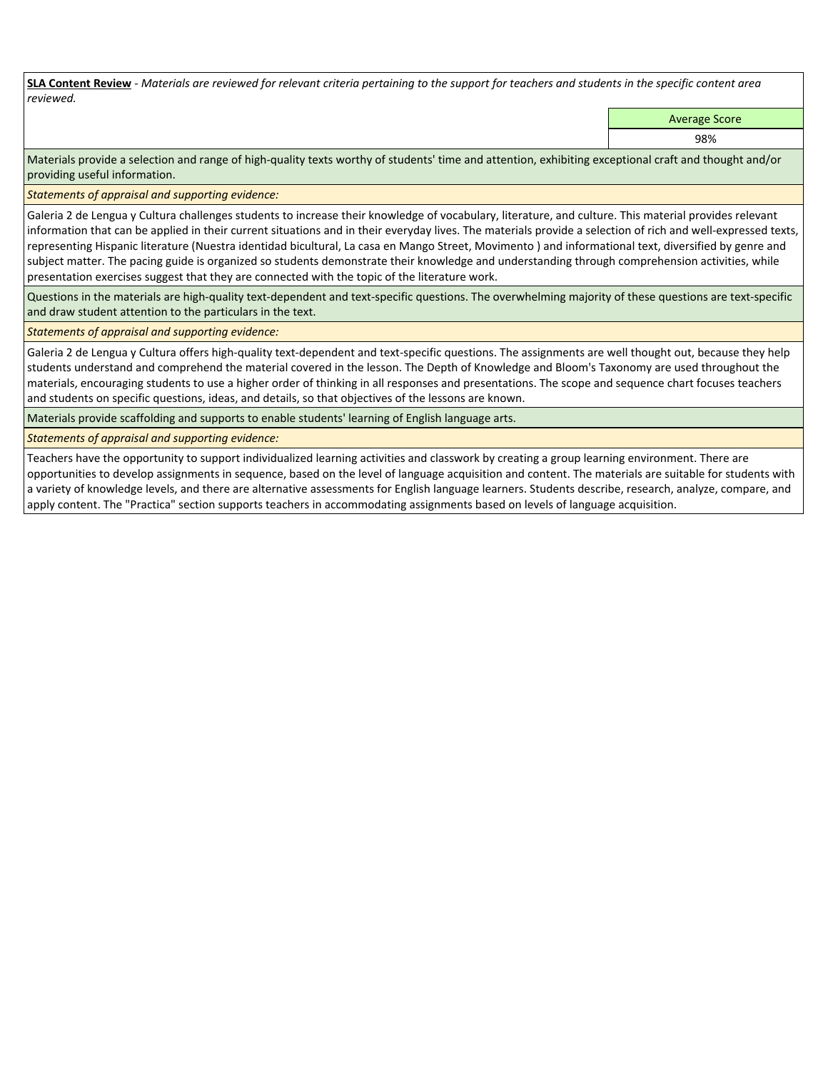**<u>SLA Content Review</u>** - *Materials are reviewed for relevant criteria pertaining to the support for teachers and students in the specific content area reviewed.*

| Average Score |
|---|
| 98% |

Materials provide a selection and range of high-quality texts worthy of students' time and attention, exhibiting exceptional craft and thought and/or providing useful information.

*Statements of appraisal and supporting evidence:*

Galeria 2 de Lengua y Cultura challenges students to increase their knowledge of vocabulary, literature, and culture. This material provides relevant information that can be applied in their current situations and in their everyday lives. The materials provide a selection of rich and well-expressed texts, representing Hispanic literature (Nuestra identidad bicultural, La casa en Mango Street, Movimento ) and informational text, diversified by genre and subject matter. The pacing guide is organized so students demonstrate their knowledge and understanding through comprehension activities, while presentation exercises suggest that they are connected with the topic of the literature work.

Questions in the materials are high-quality text-dependent and text-specific questions. The overwhelming majority of these questions are text-specific and draw student attention to the particulars in the text.

*Statements of appraisal and supporting evidence:*

Galeria 2 de Lengua y Cultura offers high-quality text-dependent and text-specific questions. The assignments are well thought out, because they help students understand and comprehend the material covered in the lesson. The Depth of Knowledge and Bloom's Taxonomy are used throughout the materials, encouraging students to use a higher order of thinking in all responses and presentations. The scope and sequence chart focuses teachers and students on specific questions, ideas, and details, so that objectives of the lessons are known.

Materials provide scaffolding and supports to enable students' learning of English language arts.

*Statements of appraisal and supporting evidence:*

Teachers have the opportunity to support individualized learning activities and classwork by creating a group learning environment. There are opportunities to develop assignments in sequence, based on the level of language acquisition and content. The materials are suitable for students with a variety of knowledge levels, and there are alternative assessments for English language learners. Students describe, research, analyze, compare, and apply content. The "Practica" section supports teachers in accommodating assignments based on levels of language acquisition.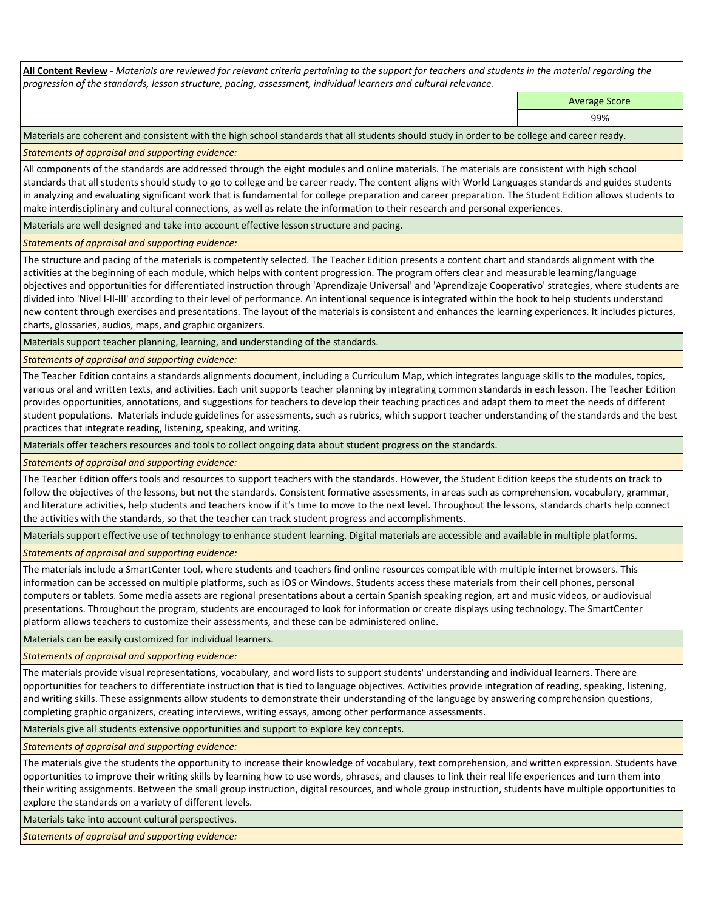**All Content Review** - *Materials are reviewed for relevant criteria pertaining to the support for teachers and students in the material regarding the progression of the standards, lesson structure, pacing, assessment, individual learners and cultural relevance.*

| Average Score |
|---|
| 99% |

Materials are coherent and consistent with the high school standards that all students should study in order to be college and career ready.

*Statements of appraisal and supporting evidence:*

All components of the standards are addressed through the eight modules and online materials. The materials are consistent with high school standards that all students should study to go to college and be career ready. The content aligns with World Languages standards and guides students in analyzing and evaluating significant work that is fundamental for college preparation and career preparation. The Student Edition allows students to make interdisciplinary and cultural connections, as well as relate the information to their research and personal experiences.

Materials are well designed and take into account effective lesson structure and pacing.

*Statements of appraisal and supporting evidence:*

The structure and pacing of the materials is competently selected. The Teacher Edition presents a content chart and standards alignment with the activities at the beginning of each module, which helps with content progression. The program offers clear and measurable learning/language objectives and opportunities for differentiated instruction through 'Aprendizaje Universal' and 'Aprendizaje Cooperativo' strategies, where students are divided into 'Nivel I-II-III' according to their level of performance. An intentional sequence is integrated within the book to help students understand new content through exercises and presentations. The layout of the materials is consistent and enhances the learning experiences. It includes pictures, charts, glossaries, audios, maps, and graphic organizers.

Materials support teacher planning, learning, and understanding of the standards.

*Statements of appraisal and supporting evidence:*

The Teacher Edition contains a standards alignments document, including a Curriculum Map, which integrates language skills to the modules, topics, various oral and written texts, and activities. Each unit supports teacher planning by integrating common standards in each lesson. The Teacher Edition provides opportunities, annotations, and suggestions for teachers to develop their teaching practices and adapt them to meet the needs of different student populations. Materials include guidelines for assessments, such as rubrics, which support teacher understanding of the standards and the best practices that integrate reading, listening, speaking, and writing.

Materials offer teachers resources and tools to collect ongoing data about student progress on the standards.

*Statements of appraisal and supporting evidence:*

The Teacher Edition offers tools and resources to support teachers with the standards. However, the Student Edition keeps the students on track to follow the objectives of the lessons, but not the standards. Consistent formative assessments, in areas such as comprehension, vocabulary, grammar, and literature activities, help students and teachers know if it's time to move to the next level. Throughout the lessons, standards charts help connect the activities with the standards, so that the teacher can track student progress and accomplishments.

Materials support effective use of technology to enhance student learning. Digital materials are accessible and available in multiple platforms.

*Statements of appraisal and supporting evidence:*

The materials include a SmartCenter tool, where students and teachers find online resources compatible with multiple internet browsers. This information can be accessed on multiple platforms, such as iOS or Windows. Students access these materials from their cell phones, personal computers or tablets. Some media assets are regional presentations about a certain Spanish speaking region, art and music videos, or audiovisual presentations. Throughout the program, students are encouraged to look for information or create displays using technology. The SmartCenter platform allows teachers to customize their assessments, and these can be administered online.

Materials can be easily customized for individual learners.

*Statements of appraisal and supporting evidence:*

The materials provide visual representations, vocabulary, and word lists to support students' understanding and individual learners. There are opportunities for teachers to differentiate instruction that is tied to language objectives. Activities provide integration of reading, speaking, listening, and writing skills. These assignments allow students to demonstrate their understanding of the language by answering comprehension questions, completing graphic organizers, creating interviews, writing essays, among other performance assessments.

Materials give all students extensive opportunities and support to explore key concepts.

*Statements of appraisal and supporting evidence:*

The materials give the students the opportunity to increase their knowledge of vocabulary, text comprehension, and written expression. Students have opportunities to improve their writing skills by learning how to use words, phrases, and clauses to link their real life experiences and turn them into their writing assignments. Between the small group instruction, digital resources, and whole group instruction, students have multiple opportunities to explore the standards on a variety of different levels.

Materials take into account cultural perspectives.

*Statements of appraisal and supporting evidence:*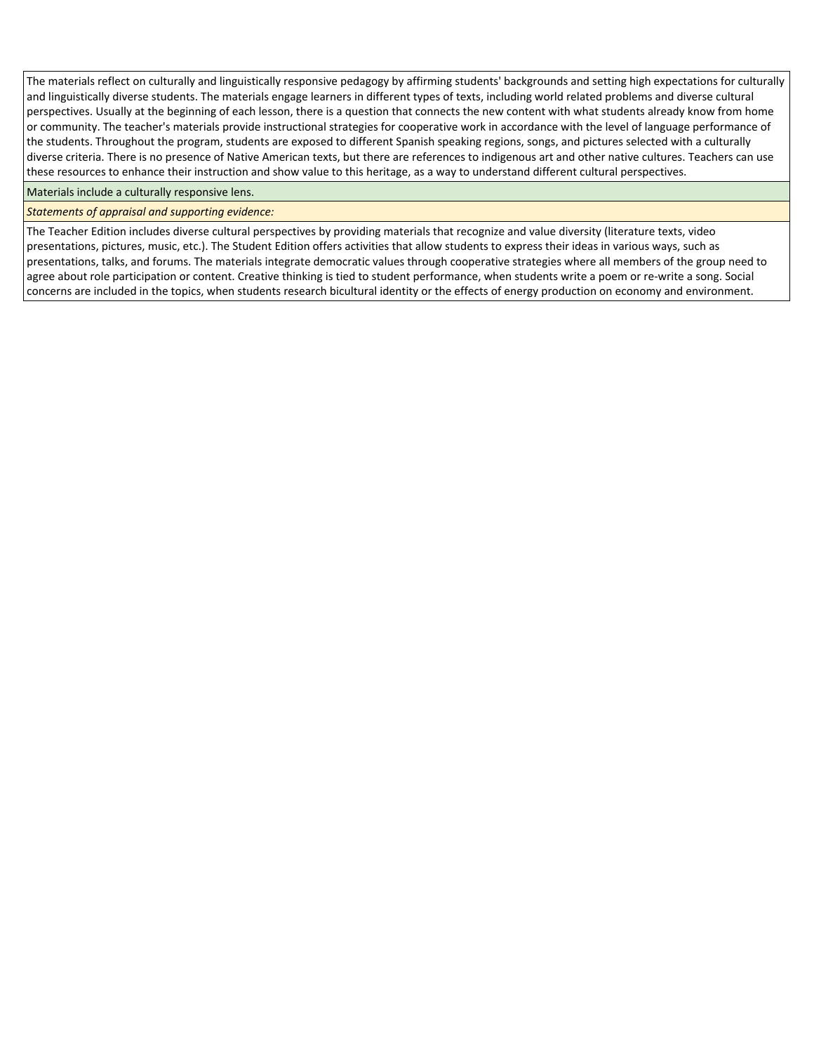The materials reflect on culturally and linguistically responsive pedagogy by affirming students' backgrounds and setting high expectations for culturally and linguistically diverse students. The materials engage learners in different types of texts, including world related problems and diverse cultural perspectives. Usually at the beginning of each lesson, there is a question that connects the new content with what students already know from home or community. The teacher's materials provide instructional strategies for cooperative work in accordance with the level of language performance of the students. Throughout the program, students are exposed to different Spanish speaking regions, songs, and pictures selected with a culturally diverse criteria. There is no presence of Native American texts, but there are references to indigenous art and other native cultures. Teachers can use these resources to enhance their instruction and show value to this heritage, as a way to understand different cultural perspectives.

Materials include a culturally responsive lens.

*Statements of appraisal and supporting evidence:*

The Teacher Edition includes diverse cultural perspectives by providing materials that recognize and value diversity (literature texts, video presentations, pictures, music, etc.). The Student Edition offers activities that allow students to express their ideas in various ways, such as presentations, talks, and forums. The materials integrate democratic values through cooperative strategies where all members of the group need to agree about role participation or content. Creative thinking is tied to student performance, when students write a poem or re-write a song. Social concerns are included in the topics, when students research bicultural identity or the effects of energy production on economy and environment.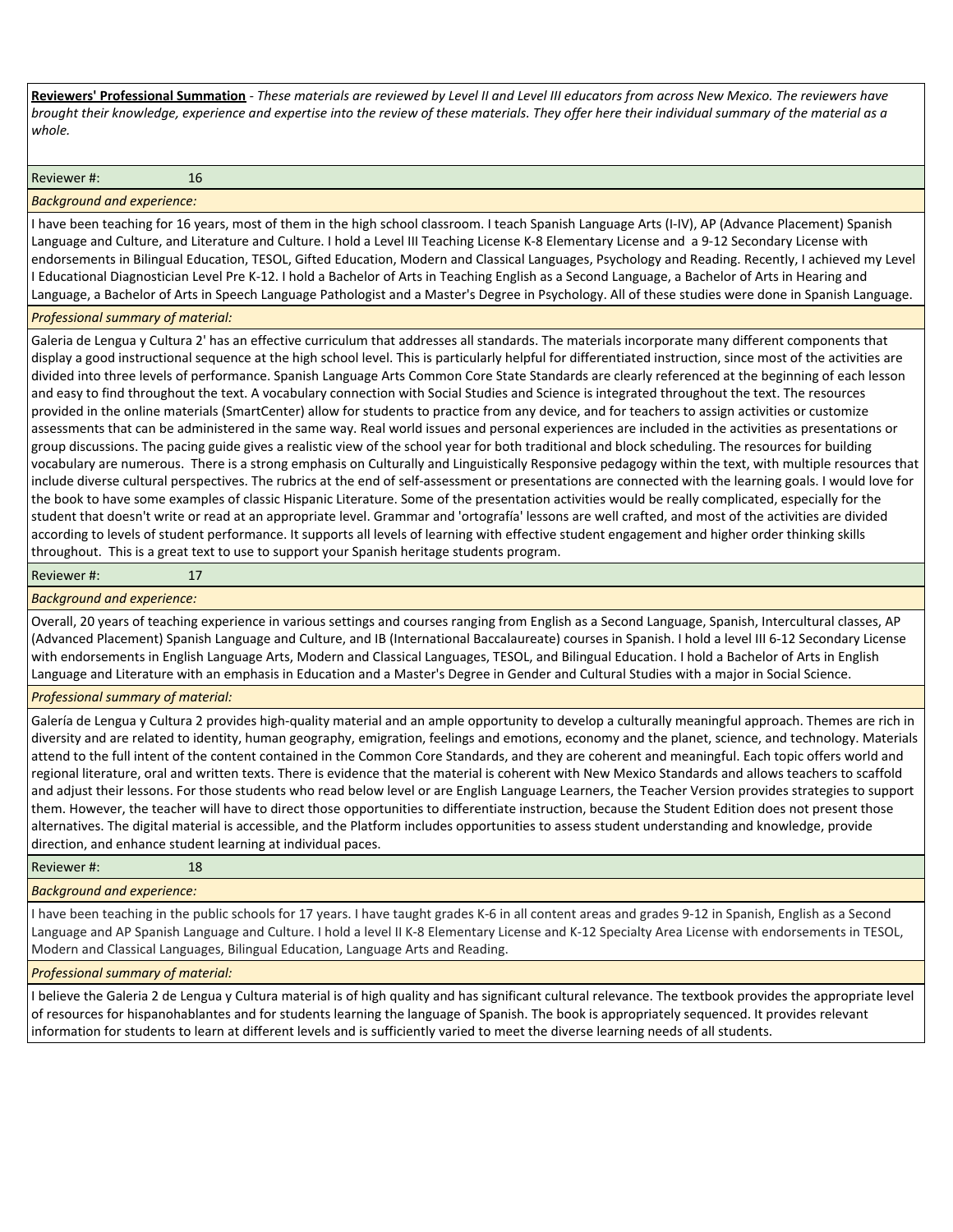**Reviewers' Professional Summation** - *These materials are reviewed by Level II and Level III educators from across New Mexico. The reviewers have brought their knowledge, experience and expertise into the review of these materials. They offer here their individual summary of the material as a whole.*

| | |
|---|---|
| Reviewer #: | 16 |
| *Background and experience:* | |
| I have been teaching for 16 years, most of them in the high school classroom. I teach Spanish Language Arts (I-IV), AP (Advance Placement) Spanish Language and Culture, and Literature and Culture. I hold a Level III Teaching License K-8 Elementary License and a 9-12 Secondary License with endorsements in Bilingual Education, TESOL, Gifted Education, Modern and Classical Languages, Psychology and Reading. Recently, I achieved my Level I Educational Diagnostician Level Pre K-12. I hold a Bachelor of Arts in Teaching English as a Second Language, a Bachelor of Arts in Hearing and Language, a Bachelor of Arts in Speech Language Pathologist and a Master's Degree in Psychology. All of these studies were done in Spanish Language. | |
| *Professional summary of material:* | |
| Galeria de Lengua y Cultura 2' has an effective curriculum that addresses all standards. The materials incorporate many different components that display a good instructional sequence at the high school level. This is particularly helpful for differentiated instruction, since most of the activities are divided into three levels of performance. Spanish Language Arts Common Core State Standards are clearly referenced at the beginning of each lesson and easy to find throughout the text. A vocabulary connection with Social Studies and Science is integrated throughout the text. The resources provided in the online materials (SmartCenter) allow for students to practice from any device, and for teachers to assign activities or customize assessments that can be administered in the same way. Real world issues and personal experiences are included in the activities as presentations or group discussions. The pacing guide gives a realistic view of the school year for both traditional and block scheduling. The resources for building vocabulary are numerous. There is a strong emphasis on Culturally and Linguistically Responsive pedagogy within the text, with multiple resources that include diverse cultural perspectives. The rubrics at the end of self-assessment or presentations are connected with the learning goals. I would love for the book to have some examples of classic Hispanic Literature. Some of the presentation activities would be really complicated, especially for the student that doesn't write or read at an appropriate level. Grammar and 'ortografía' lessons are well crafted, and most of the activities are divided according to levels of student performance. It supports all levels of learning with effective student engagement and higher order thinking skills throughout. This is a great text to use to support your Spanish heritage students program. | |
| Reviewer #: | 17 |
| *Background and experience:* | |
| Overall, 20 years of teaching experience in various settings and courses ranging from English as a Second Language, Spanish, Intercultural classes, AP (Advanced Placement) Spanish Language and Culture, and IB (International Baccalaureate) courses in Spanish. I hold a level III 6-12 Secondary License with endorsements in English Language Arts, Modern and Classical Languages, TESOL, and Bilingual Education. I hold a Bachelor of Arts in English Language and Literature with an emphasis in Education and a Master's Degree in Gender and Cultural Studies with a major in Social Science. | |
| *Professional summary of material:* | |
| Galería de Lengua y Cultura 2 provides high-quality material and an ample opportunity to develop a culturally meaningful approach. Themes are rich in diversity and are related to identity, human geography, emigration, feelings and emotions, economy and the planet, science, and technology. Materials attend to the full intent of the content contained in the Common Core Standards, and they are coherent and meaningful. Each topic offers world and regional literature, oral and written texts. There is evidence that the material is coherent with New Mexico Standards and allows teachers to scaffold and adjust their lessons. For those students who read below level or are English Language Learners, the Teacher Version provides strategies to support them. However, the teacher will have to direct those opportunities to differentiate instruction, because the Student Edition does not present those alternatives. The digital material is accessible, and the Platform includes opportunities to assess student understanding and knowledge, provide direction, and enhance student learning at individual paces. | |
| Reviewer #: | 18 |
| *Background and experience:* | |
| I have been teaching in the public schools for 17 years. I have taught grades K-6 in all content areas and grades 9-12 in Spanish, English as a Second Language and AP Spanish Language and Culture. I hold a level II K-8 Elementary License and K-12 Specialty Area License with endorsements in TESOL, Modern and Classical Languages, Bilingual Education, Language Arts and Reading. | |
| *Professional summary of material:* | |
| I believe the Galeria 2 de Lengua y Cultura material is of high quality and has significant cultural relevance. The textbook provides the appropriate level of resources for hispanohablantes and for students learning the language of Spanish. The book is appropriately sequenced. It provides relevant information for students to learn at different levels and is sufficiently varied to meet the diverse learning needs of all students. | |